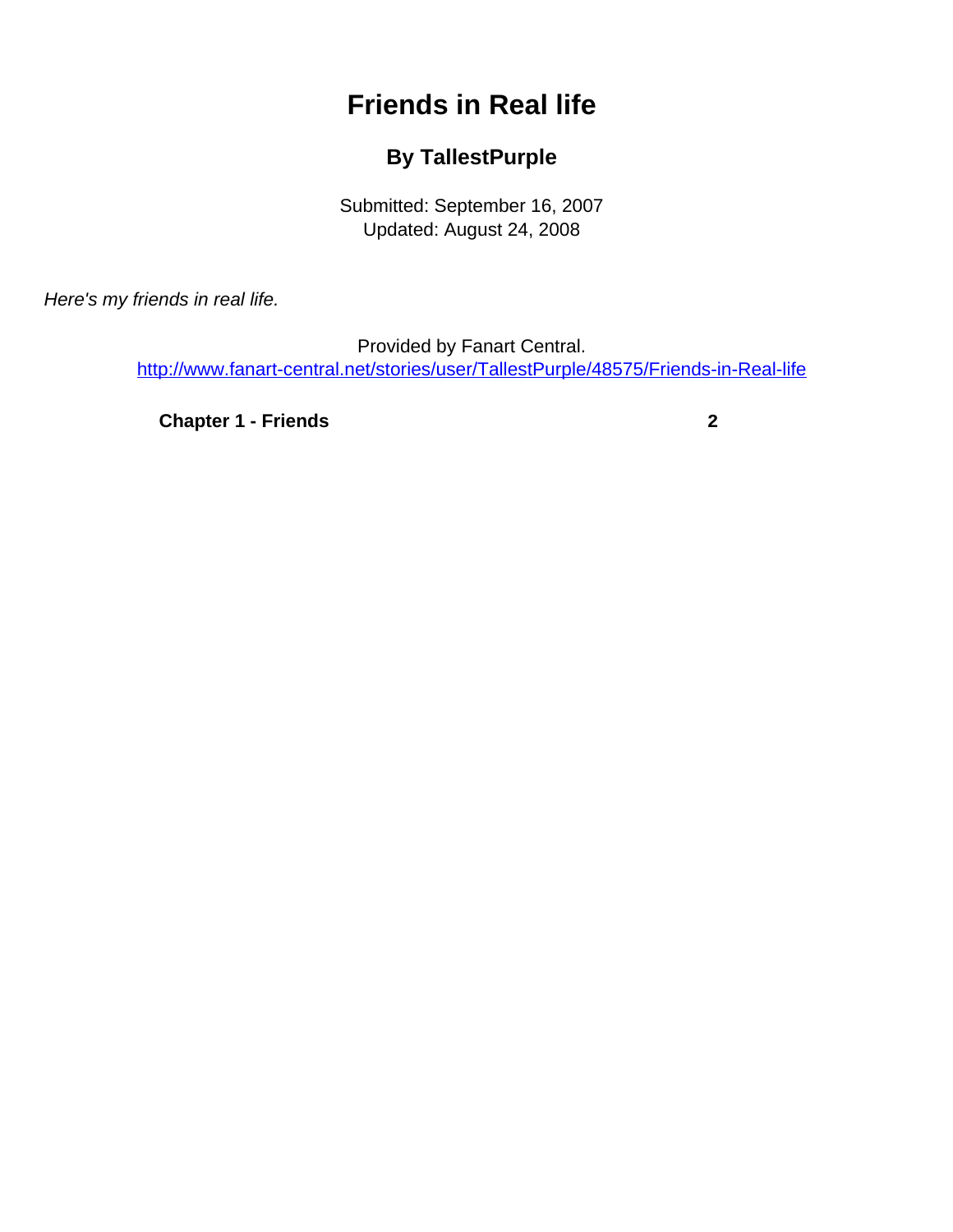# Friends in Real life

## By TallestPurple

Submitted: September 16, 2007
Updated: August 24, 2008

*Here's my friends in real life.*

Provided by Fanart Central.
http://www.fanart-central.net/stories/user/TallestPurple/48575/Friends-in-Real-life

| | |
|---|---|
| **Chapter 1 - Friends** | **2** |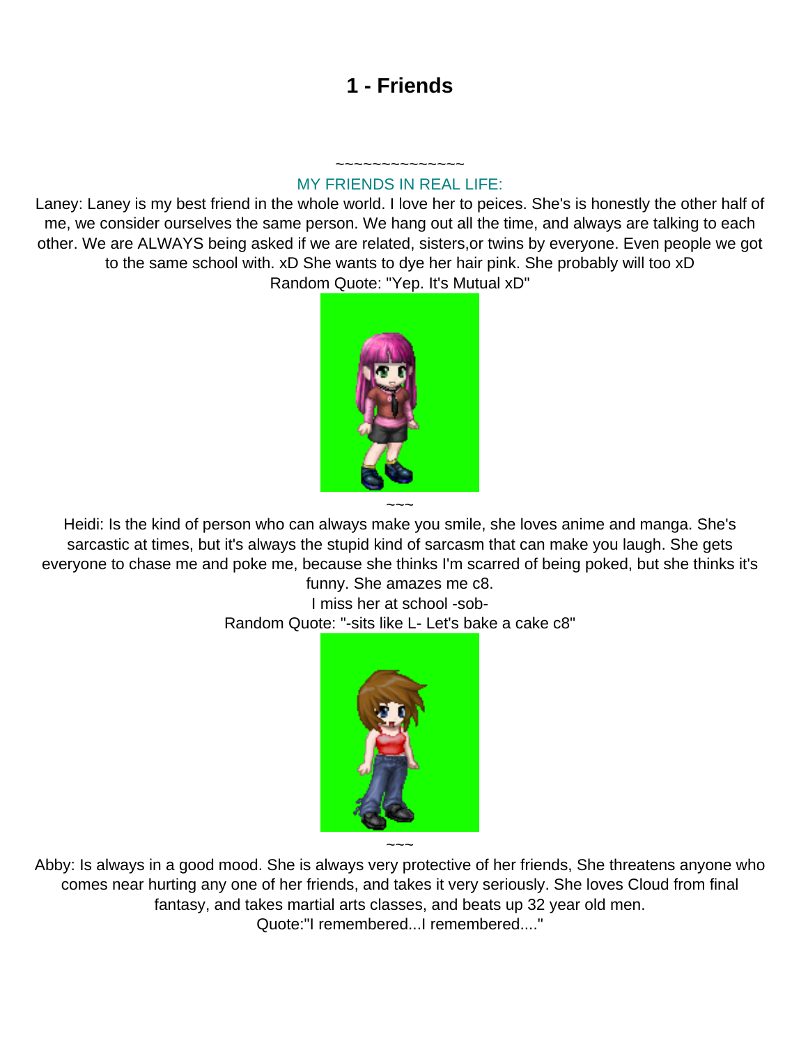# 1 - Friends

~~~~~~~~~~~~~~~

MY FRIENDS IN REAL LIFE:

Laney: Laney is my best friend in the whole world. I love her to peices. She's is honestly the other half of me, we consider ourselves the same person. We hang out all the time, and always are talking to each other. We are ALWAYS being asked if we are related, sisters,or twins by everyone. Even people we got to the same school with. xD She wants to dye her hair pink. She probably will too xD

Random Quote: "Yep. It's Mutual xD"

~~~

Heidi: Is the kind of person who can always make you smile, she loves anime and manga. She's sarcastic at times, but it's always the stupid kind of sarcasm that can make you laugh. She gets everyone to chase me and poke me, because she thinks I'm scarred of being poked, but she thinks it's funny. She amazes me c8.

I miss her at school -sob-

Random Quote: "-sits like L- Let's bake a cake c8"

~~~

Abby: Is always in a good mood. She is always very protective of her friends, She threatens anyone who comes near hurting any one of her friends, and takes it very seriously. She loves Cloud from final fantasy, and takes martial arts classes, and beats up 32 year old men.

Quote:"I remembered...I remembered...."